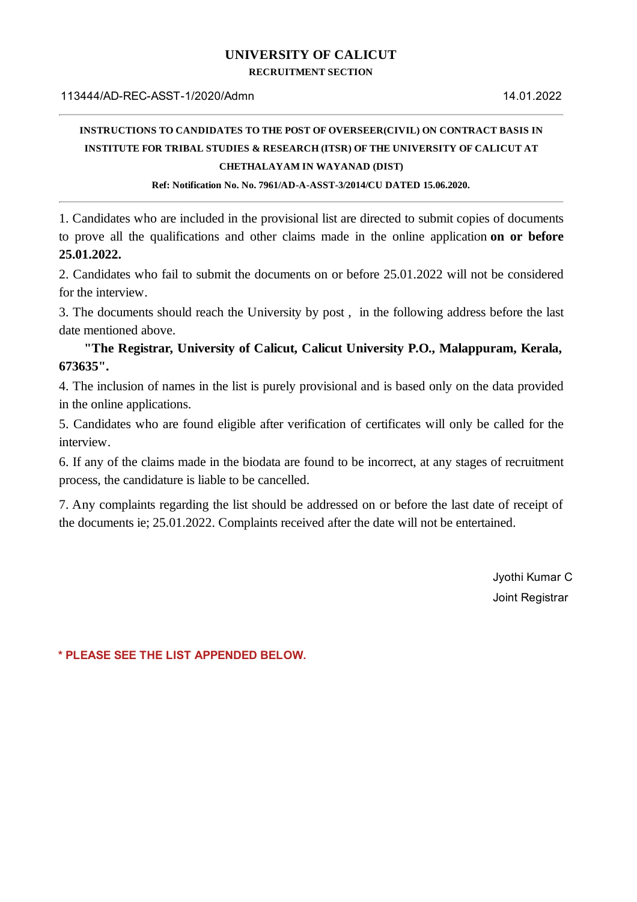# UNIVERSITY OF CALICUT

**RECRUITMENT SECTION**

113444/AD-REC-ASST-1/2020/Admn 14.01.2022

---

**INSTRUCTIONS TO CANDIDATES TO THE POST OF OVERSEER(CIVIL) ON CONTRACT BASIS IN INSTITUTE FOR TRIBAL STUDIES & RESEARCH (ITSR) OF THE UNIVERSITY OF CALICUT AT CHETHALAYAM IN WAYANAD (DIST)**

**Ref: Notification No. No. 7961/AD-A-ASST-3/2014/CU DATED 15.06.2020.**

---

1. Candidates who are included in the provisional list are directed to submit copies of documents to prove all the qualifications and other claims made in the online application **on or before 25.01.2022.**

2. Candidates who fail to submit the documents on or before 25.01.2022 will not be considered for the interview.

3. The documents should reach the University by post , in the following address before the last date mentioned above.

   **"The Registrar, University of Calicut, Calicut University P.O., Malappuram, Kerala, 673635".**

4. The inclusion of names in the list is purely provisional and is based only on the data provided in the online applications.

5. Candidates who are found eligible after verification of certificates will only be called for the interview.

6. If any of the claims made in the biodata are found to be incorrect, at any stages of recruitment process, the candidature is liable to be cancelled.

7. Any complaints regarding the list should be addressed on or before the last date of receipt of the documents ie; 25.01.2022. Complaints received after the date will not be entertained.

Jyothi Kumar C
Joint Registrar

**\* PLEASE SEE THE LIST APPENDED BELOW.**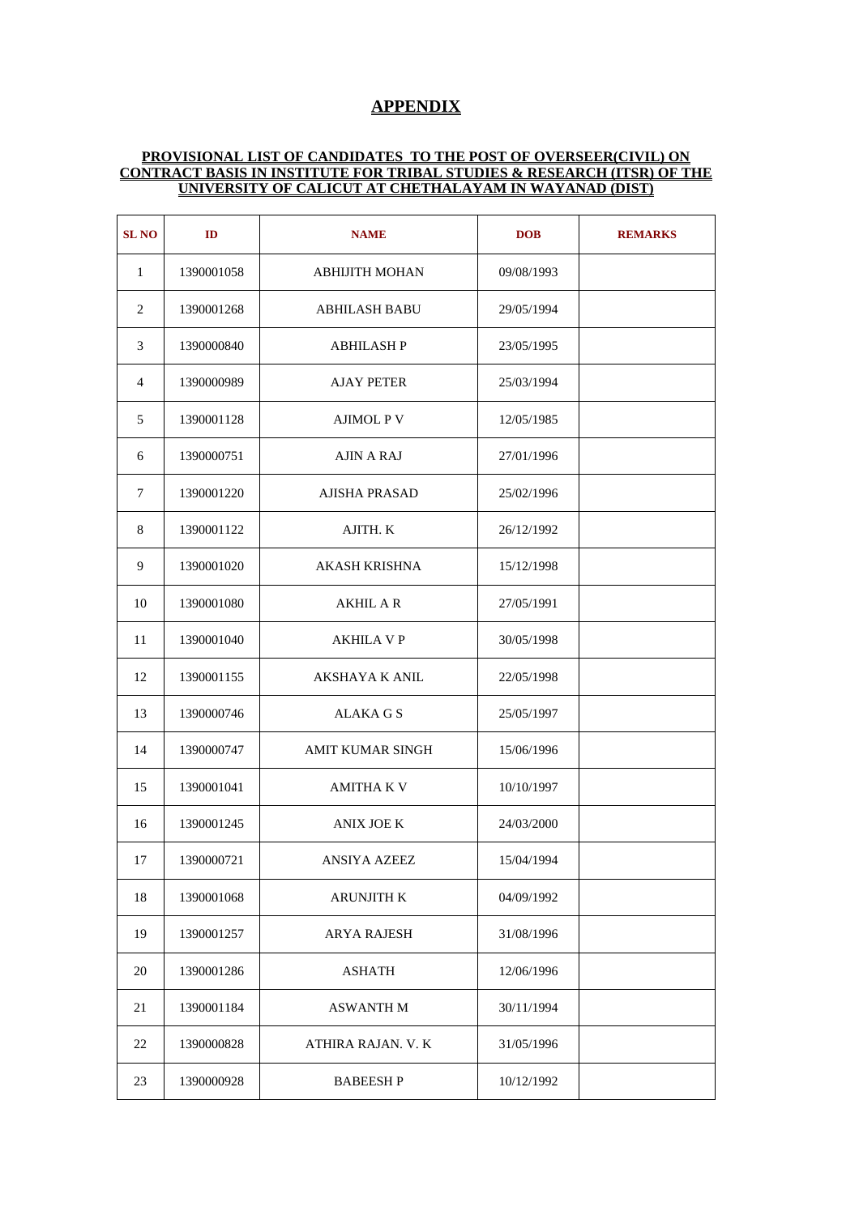# APPENDIX

**PROVISIONAL LIST OF CANDIDATES TO THE POST OF OVERSEER(CIVIL) ON CONTRACT BASIS IN INSTITUTE FOR TRIBAL STUDIES & RESEARCH (ITSR) OF THE UNIVERSITY OF CALICUT AT CHETHALAYAM IN WAYANAD (DIST)**

| SL NO | ID | NAME | DOB | REMARKS |
|---|---|---|---|---|
| 1 | 1390001058 | ABHIJITH MOHAN | 09/08/1993 | |
| 2 | 1390001268 | ABHILASH BABU | 29/05/1994 | |
| 3 | 1390000840 | ABHILASH P | 23/05/1995 | |
| 4 | 1390000989 | AJAY PETER | 25/03/1994 | |
| 5 | 1390001128 | AJIMOL P V | 12/05/1985 | |
| 6 | 1390000751 | AJIN A RAJ | 27/01/1996 | |
| 7 | 1390001220 | AJISHA PRASAD | 25/02/1996 | |
| 8 | 1390001122 | AJITH. K | 26/12/1992 | |
| 9 | 1390001020 | AKASH KRISHNA | 15/12/1998 | |
| 10 | 1390001080 | AKHIL A R | 27/05/1991 | |
| 11 | 1390001040 | AKHILA V P | 30/05/1998 | |
| 12 | 1390001155 | AKSHAYA K ANIL | 22/05/1998 | |
| 13 | 1390000746 | ALAKA G S | 25/05/1997 | |
| 14 | 1390000747 | AMIT KUMAR SINGH | 15/06/1996 | |
| 15 | 1390001041 | AMITHA K V | 10/10/1997 | |
| 16 | 1390001245 | ANIX JOE K | 24/03/2000 | |
| 17 | 1390000721 | ANSIYA AZEEZ | 15/04/1994 | |
| 18 | 1390001068 | ARUNJITH K | 04/09/1992 | |
| 19 | 1390001257 | ARYA RAJESH | 31/08/1996 | |
| 20 | 1390001286 | ASHATH | 12/06/1996 | |
| 21 | 1390001184 | ASWANTH M | 30/11/1994 | |
| 22 | 1390000828 | ATHIRA RAJAN. V. K | 31/05/1996 | |
| 23 | 1390000928 | BABEESH P | 10/12/1992 | |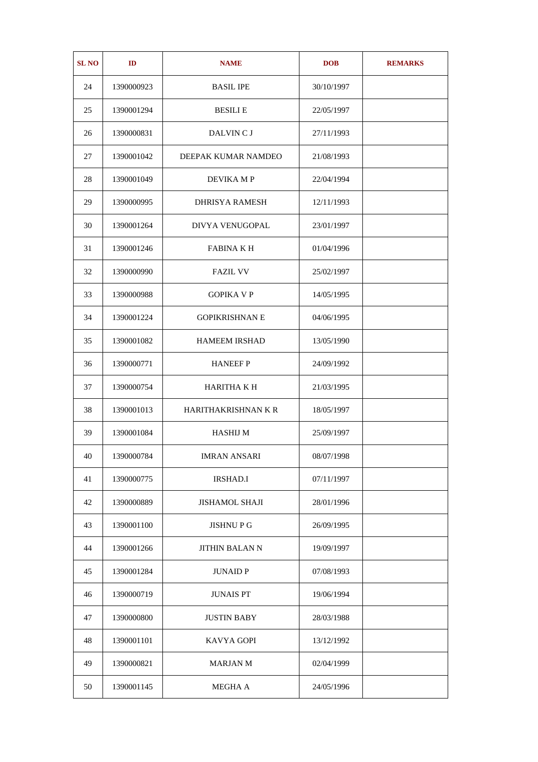| SL NO | ID | NAME | DOB | REMARKS |
|---|---|---|---|---|
| 24 | 1390000923 | BASIL IPE | 30/10/1997 | |
| 25 | 1390001294 | BESILI E | 22/05/1997 | |
| 26 | 1390000831 | DALVIN C J | 27/11/1993 | |
| 27 | 1390001042 | DEEPAK KUMAR NAMDEO | 21/08/1993 | |
| 28 | 1390001049 | DEVIKA M P | 22/04/1994 | |
| 29 | 1390000995 | DHRISYA RAMESH | 12/11/1993 | |
| 30 | 1390001264 | DIVYA VENUGOPAL | 23/01/1997 | |
| 31 | 1390001246 | FABINA K H | 01/04/1996 | |
| 32 | 1390000990 | FAZIL VV | 25/02/1997 | |
| 33 | 1390000988 | GOPIKA V P | 14/05/1995 | |
| 34 | 1390001224 | GOPIKRISHNAN E | 04/06/1995 | |
| 35 | 1390001082 | HAMEEM IRSHAD | 13/05/1990 | |
| 36 | 1390000771 | HANEEF P | 24/09/1992 | |
| 37 | 1390000754 | HARITHA K H | 21/03/1995 | |
| 38 | 1390001013 | HARITHAKRISHNAN K R | 18/05/1997 | |
| 39 | 1390001084 | HASHIJ M | 25/09/1997 | |
| 40 | 1390000784 | IMRAN ANSARI | 08/07/1998 | |
| 41 | 1390000775 | IRSHAD.I | 07/11/1997 | |
| 42 | 1390000889 | JISHAMOL SHAJI | 28/01/1996 | |
| 43 | 1390001100 | JISHNU P G | 26/09/1995 | |
| 44 | 1390001266 | JITHIN BALAN N | 19/09/1997 | |
| 45 | 1390001284 | JUNAID P | 07/08/1993 | |
| 46 | 1390000719 | JUNAIS PT | 19/06/1994 | |
| 47 | 1390000800 | JUSTIN BABY | 28/03/1988 | |
| 48 | 1390001101 | KAVYA GOPI | 13/12/1992 | |
| 49 | 1390000821 | MARJAN M | 02/04/1999 | |
| 50 | 1390001145 | MEGHA A | 24/05/1996 | |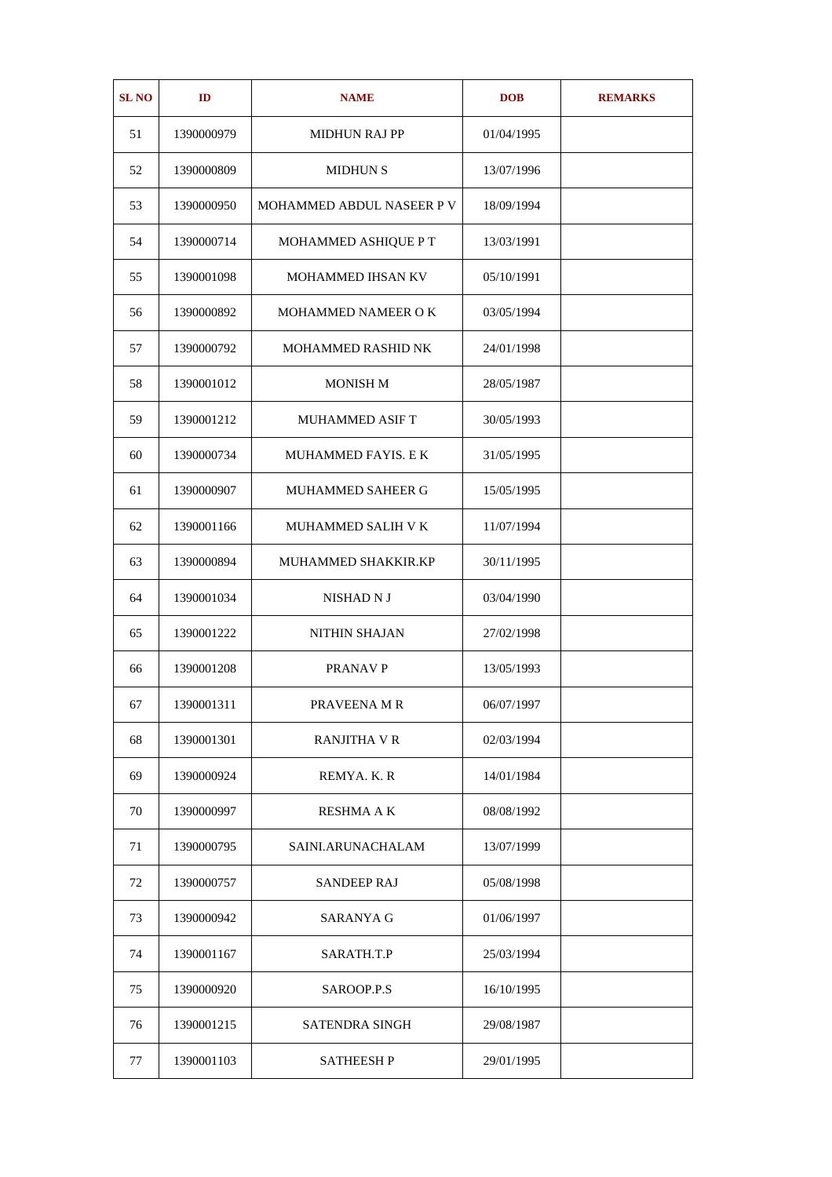| SL NO | ID | NAME | DOB | REMARKS |
|---|---|---|---|---|
| 51 | 1390000979 | MIDHUN RAJ PP | 01/04/1995 | |
| 52 | 1390000809 | MIDHUN S | 13/07/1996 | |
| 53 | 1390000950 | MOHAMMED ABDUL NASEER P V | 18/09/1994 | |
| 54 | 1390000714 | MOHAMMED ASHIQUE P T | 13/03/1991 | |
| 55 | 1390001098 | MOHAMMED IHSAN KV | 05/10/1991 | |
| 56 | 1390000892 | MOHAMMED NAMEER O K | 03/05/1994 | |
| 57 | 1390000792 | MOHAMMED RASHID NK | 24/01/1998 | |
| 58 | 1390001012 | MONISH M | 28/05/1987 | |
| 59 | 1390001212 | MUHAMMED ASIF T | 30/05/1993 | |
| 60 | 1390000734 | MUHAMMED FAYIS. E K | 31/05/1995 | |
| 61 | 1390000907 | MUHAMMED SAHEER G | 15/05/1995 | |
| 62 | 1390001166 | MUHAMMED SALIH V K | 11/07/1994 | |
| 63 | 1390000894 | MUHAMMED SHAKKIR.KP | 30/11/1995 | |
| 64 | 1390001034 | NISHAD N J | 03/04/1990 | |
| 65 | 1390001222 | NITHIN SHAJAN | 27/02/1998 | |
| 66 | 1390001208 | PRANAV P | 13/05/1993 | |
| 67 | 1390001311 | PRAVEENA M R | 06/07/1997 | |
| 68 | 1390001301 | RANJITHA V R | 02/03/1994 | |
| 69 | 1390000924 | REMYA. K. R | 14/01/1984 | |
| 70 | 1390000997 | RESHMA A K | 08/08/1992 | |
| 71 | 1390000795 | SAINI.ARUNACHALAM | 13/07/1999 | |
| 72 | 1390000757 | SANDEEP RAJ | 05/08/1998 | |
| 73 | 1390000942 | SARANYA G | 01/06/1997 | |
| 74 | 1390001167 | SARATH.T.P | 25/03/1994 | |
| 75 | 1390000920 | SAROOP.P.S | 16/10/1995 | |
| 76 | 1390001215 | SATENDRA SINGH | 29/08/1987 | |
| 77 | 1390001103 | SATHEESH P | 29/01/1995 | |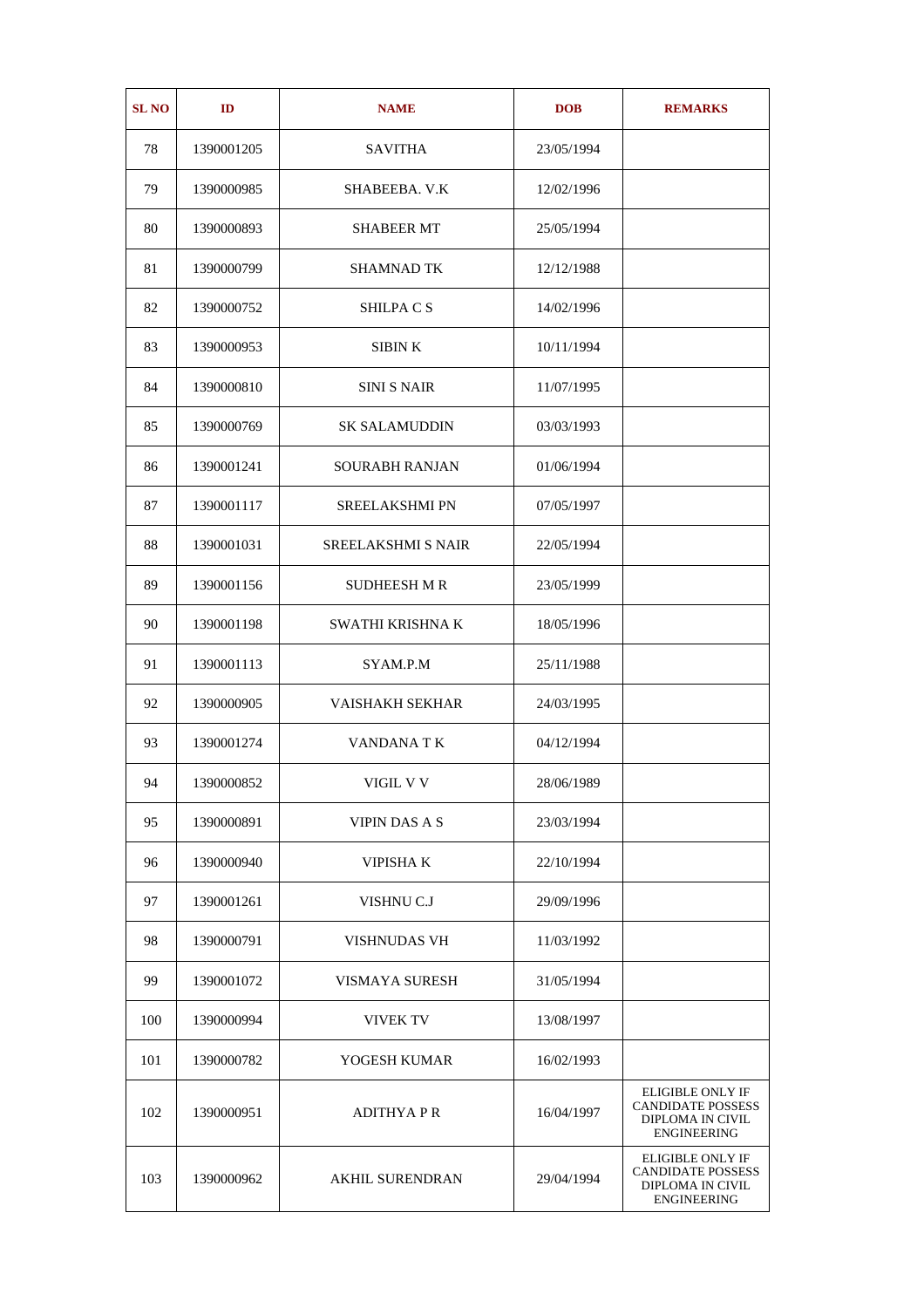| SL NO | ID | NAME | DOB | REMARKS |
|---|---|---|---|---|
| 78 | 1390001205 | SAVITHA | 23/05/1994 | |
| 79 | 1390000985 | SHABEEBA. V.K | 12/02/1996 | |
| 80 | 1390000893 | SHABEER MT | 25/05/1994 | |
| 81 | 1390000799 | SHAMNAD TK | 12/12/1988 | |
| 82 | 1390000752 | SHILPA C S | 14/02/1996 | |
| 83 | 1390000953 | SIBIN K | 10/11/1994 | |
| 84 | 1390000810 | SINI S NAIR | 11/07/1995 | |
| 85 | 1390000769 | SK SALAMUDDIN | 03/03/1993 | |
| 86 | 1390001241 | SOURABH RANJAN | 01/06/1994 | |
| 87 | 1390001117 | SREELAKSHMI PN | 07/05/1997 | |
| 88 | 1390001031 | SREELAKSHMI S NAIR | 22/05/1994 | |
| 89 | 1390001156 | SUDHEESH M R | 23/05/1999 | |
| 90 | 1390001198 | SWATHI KRISHNA K | 18/05/1996 | |
| 91 | 1390001113 | SYAM.P.M | 25/11/1988 | |
| 92 | 1390000905 | VAISHAKH SEKHAR | 24/03/1995 | |
| 93 | 1390001274 | VANDANA T K | 04/12/1994 | |
| 94 | 1390000852 | VIGIL V V | 28/06/1989 | |
| 95 | 1390000891 | VIPIN DAS A S | 23/03/1994 | |
| 96 | 1390000940 | VIPISHA K | 22/10/1994 | |
| 97 | 1390001261 | VISHNU C.J | 29/09/1996 | |
| 98 | 1390000791 | VISHNUDAS VH | 11/03/1992 | |
| 99 | 1390001072 | VISMAYA SURESH | 31/05/1994 | |
| 100 | 1390000994 | VIVEK TV | 13/08/1997 | |
| 101 | 1390000782 | YOGESH KUMAR | 16/02/1993 | |
| 102 | 1390000951 | ADITHYA P R | 16/04/1997 | ELIGIBLE ONLY IF CANDIDATE POSSESS DIPLOMA IN CIVIL ENGINEERING |
| 103 | 1390000962 | AKHIL SURENDRAN | 29/04/1994 | ELIGIBLE ONLY IF CANDIDATE POSSESS DIPLOMA IN CIVIL ENGINEERING |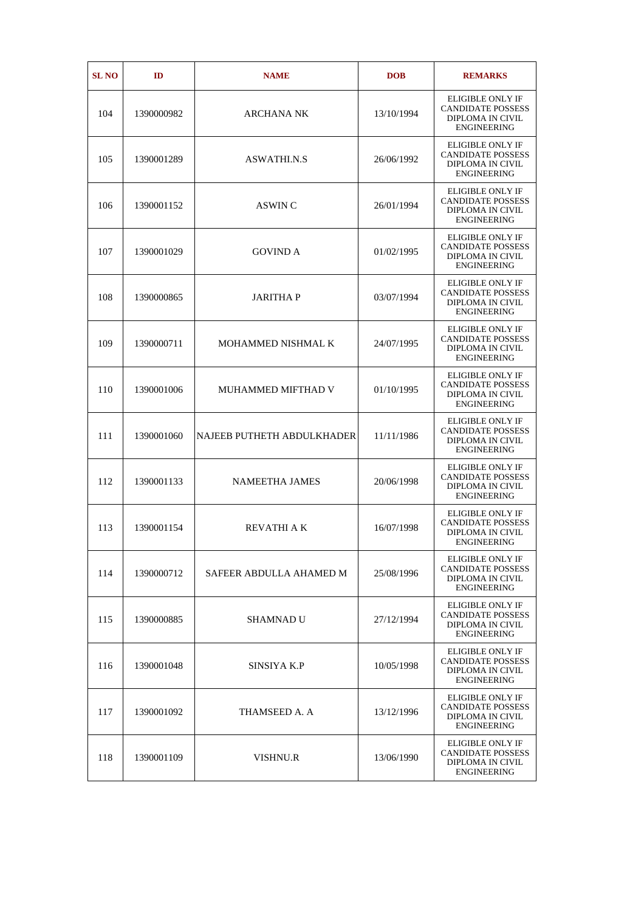| SL NO | ID | NAME | DOB | REMARKS |
|---|---|---|---|---|
| 104 | 1390000982 | ARCHANA NK | 13/10/1994 | ELIGIBLE ONLY IF CANDIDATE POSSESS DIPLOMA IN CIVIL ENGINEERING |
| 105 | 1390001289 | ASWATHI.N.S | 26/06/1992 | ELIGIBLE ONLY IF CANDIDATE POSSESS DIPLOMA IN CIVIL ENGINEERING |
| 106 | 1390001152 | ASWIN C | 26/01/1994 | ELIGIBLE ONLY IF CANDIDATE POSSESS DIPLOMA IN CIVIL ENGINEERING |
| 107 | 1390001029 | GOVIND A | 01/02/1995 | ELIGIBLE ONLY IF CANDIDATE POSSESS DIPLOMA IN CIVIL ENGINEERING |
| 108 | 1390000865 | JARITHA P | 03/07/1994 | ELIGIBLE ONLY IF CANDIDATE POSSESS DIPLOMA IN CIVIL ENGINEERING |
| 109 | 1390000711 | MOHAMMED NISHMAL K | 24/07/1995 | ELIGIBLE ONLY IF CANDIDATE POSSESS DIPLOMA IN CIVIL ENGINEERING |
| 110 | 1390001006 | MUHAMMED MIFTHAD V | 01/10/1995 | ELIGIBLE ONLY IF CANDIDATE POSSESS DIPLOMA IN CIVIL ENGINEERING |
| 111 | 1390001060 | NAJEEB PUTHETH ABDULKHADER | 11/11/1986 | ELIGIBLE ONLY IF CANDIDATE POSSESS DIPLOMA IN CIVIL ENGINEERING |
| 112 | 1390001133 | NAMEETHA JAMES | 20/06/1998 | ELIGIBLE ONLY IF CANDIDATE POSSESS DIPLOMA IN CIVIL ENGINEERING |
| 113 | 1390001154 | REVATHI A K | 16/07/1998 | ELIGIBLE ONLY IF CANDIDATE POSSESS DIPLOMA IN CIVIL ENGINEERING |
| 114 | 1390000712 | SAFEER ABDULLA AHAMED M | 25/08/1996 | ELIGIBLE ONLY IF CANDIDATE POSSESS DIPLOMA IN CIVIL ENGINEERING |
| 115 | 1390000885 | SHAMNAD U | 27/12/1994 | ELIGIBLE ONLY IF CANDIDATE POSSESS DIPLOMA IN CIVIL ENGINEERING |
| 116 | 1390001048 | SINSIYA K.P | 10/05/1998 | ELIGIBLE ONLY IF CANDIDATE POSSESS DIPLOMA IN CIVIL ENGINEERING |
| 117 | 1390001092 | THAMSEED A. A | 13/12/1996 | ELIGIBLE ONLY IF CANDIDATE POSSESS DIPLOMA IN CIVIL ENGINEERING |
| 118 | 1390001109 | VISHNU.R | 13/06/1990 | ELIGIBLE ONLY IF CANDIDATE POSSESS DIPLOMA IN CIVIL ENGINEERING |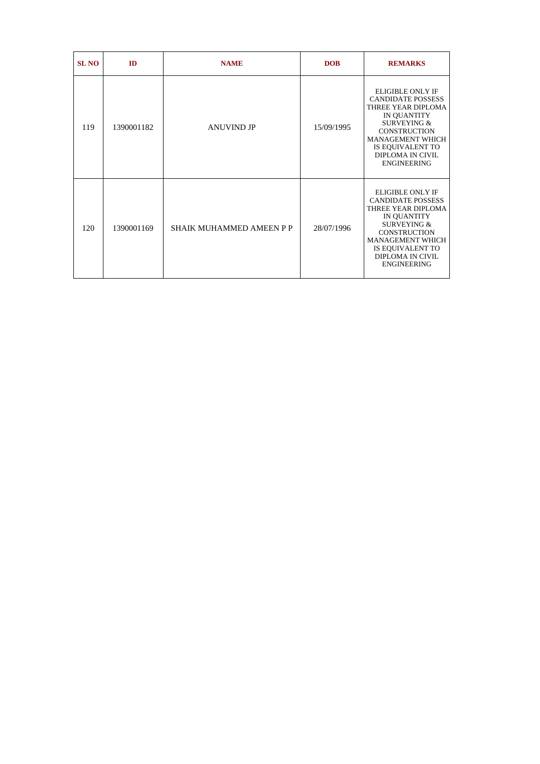| SL NO | ID | NAME | DOB | REMARKS |
|---|---|---|---|---|
| 119 | 1390001182 | ANUVIND JP | 15/09/1995 | ELIGIBLE ONLY IF CANDIDATE POSSESS THREE YEAR DIPLOMA IN QUANTITY SURVEYING & CONSTRUCTION MANAGEMENT WHICH IS EQUIVALENT TO DIPLOMA IN CIVIL ENGINEERING |
| 120 | 1390001169 | SHAIK MUHAMMED AMEEN P P | 28/07/1996 | ELIGIBLE ONLY IF CANDIDATE POSSESS THREE YEAR DIPLOMA IN QUANTITY SURVEYING & CONSTRUCTION MANAGEMENT WHICH IS EQUIVALENT TO DIPLOMA IN CIVIL ENGINEERING |